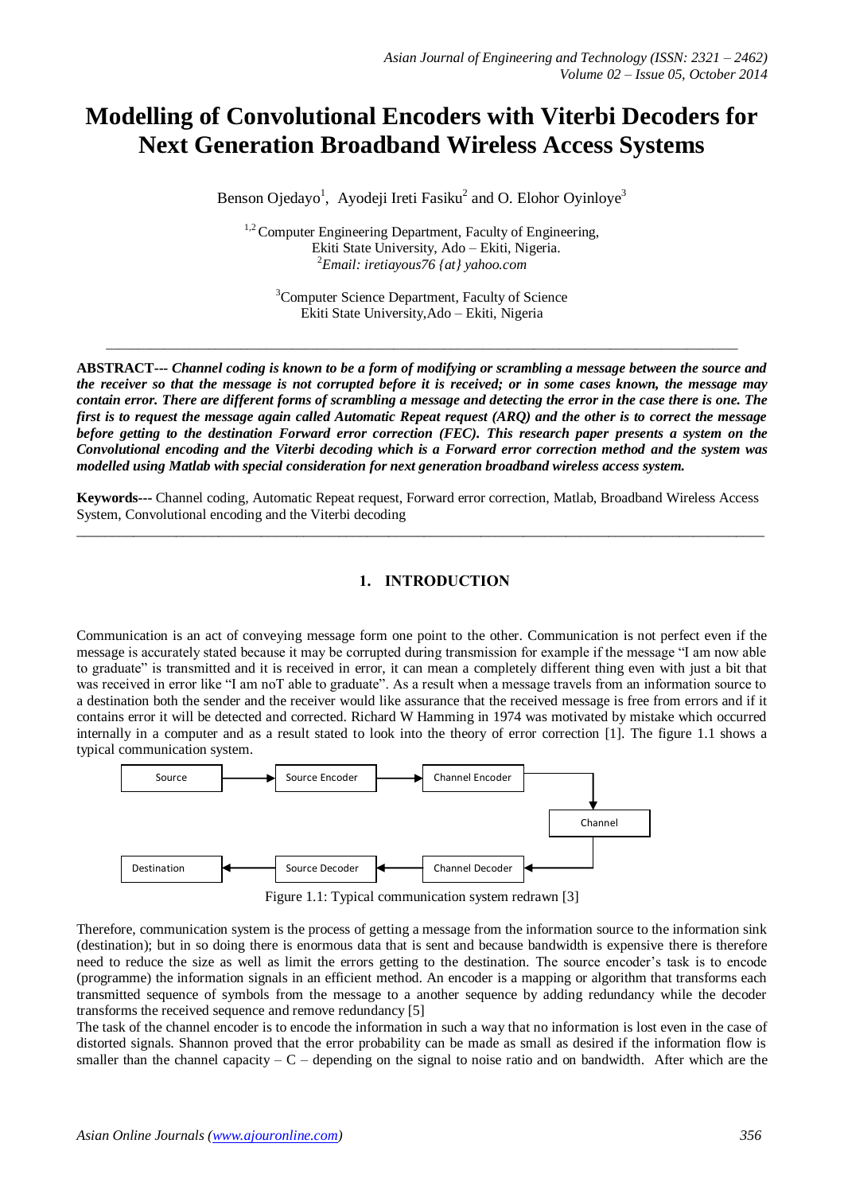# Modelling of Convolutional Encoders with Viterbi Decoders for Next Generation Broadband Wireless Access Systems

Benson Ojedayo[1], Ayodeji Ireti Fasiku[2] and O. Elohor Oyinloye[3]

[1,2] Computer Engineering Department, Faculty of Engineering, Ekiti State University, Ado – Ekiti, Nigeria.
[2] *Email: iretiayous76 {at} yahoo.com*

[3] Computer Science Department, Faculty of Science Ekiti State University,Ado – Ekiti, Nigeria

---

**ABSTRACT---** ***Channel coding is known to be a form of modifying or scrambling a message between the source and the receiver so that the message is not corrupted before it is received; or in some cases known, the message may contain error. There are different forms of scrambling a message and detecting the error in the case there is one. The first is to request the message again called Automatic Repeat request (ARQ) and the other is to correct the message before getting to the destination Forward error correction (FEC). This research paper presents a system on the Convolutional encoding and the Viterbi decoding which is a Forward error correction method and the system was modelled using Matlab with special consideration for next generation broadband wireless access system.***

**Keywords---** Channel coding, Automatic Repeat request, Forward error correction, Matlab, Broadband Wireless Access System, Convolutional encoding and the Viterbi decoding

---

## 1. INTRODUCTION

Communication is an act of conveying message form one point to the other. Communication is not perfect even if the message is accurately stated because it may be corrupted during transmission for example if the message "I am now able to graduate" is transmitted and it is received in error, it can mean a completely different thing even with just a bit that was received in error like "I am noT able to graduate". As a result when a message travels from an information source to a destination both the sender and the receiver would like assurance that the received message is free from errors and if it contains error it will be detected and corrected. Richard W Hamming in 1974 was motivated by mistake which occurred internally in a computer and as a result stated to look into the theory of error correction [1]. The figure 1.1 shows a typical communication system.

Source → Source Encoder → Channel Encoder → Channel → Channel Decoder → Source Decoder → Destination

Figure 1.1: Typical communication system redrawn [3]

Therefore, communication system is the process of getting a message from the information source to the information sink (destination); but in so doing there is enormous data that is sent and because bandwidth is expensive there is therefore need to reduce the size as well as limit the errors getting to the destination. The source encoder's task is to encode (programme) the information signals in an efficient method. An encoder is a mapping or algorithm that transforms each transmitted sequence of symbols from the message to a another sequence by adding redundancy while the decoder transforms the received sequence and remove redundancy [5]

The task of the channel encoder is to encode the information in such a way that no information is lost even in the case of distorted signals. Shannon proved that the error probability can be made as small as desired if the information flow is smaller than the channel capacity – C – depending on the signal to noise ratio and on bandwidth. After which are the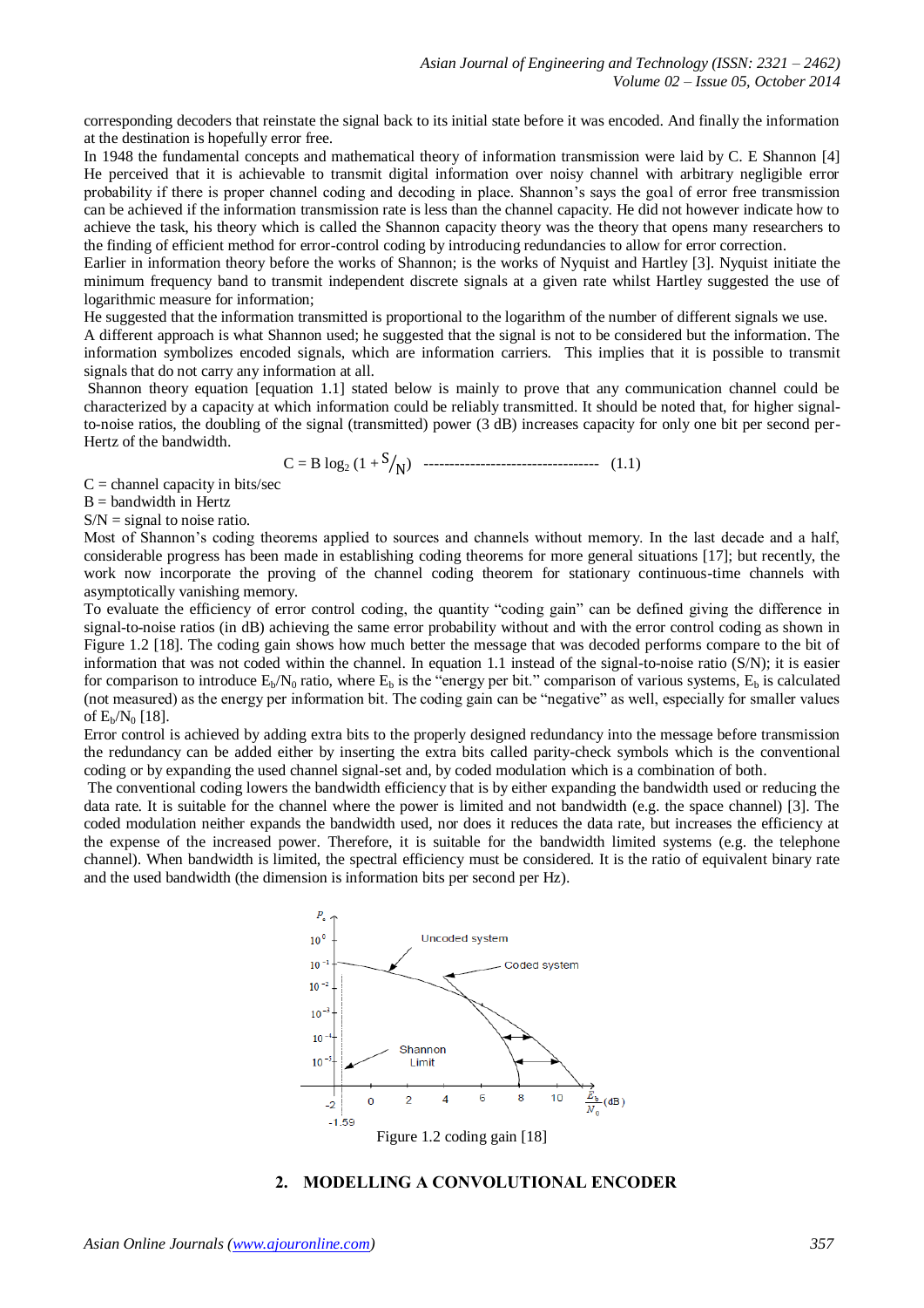corresponding decoders that reinstate the signal back to its initial state before it was encoded. And finally the information at the destination is hopefully error free.

In 1948 the fundamental concepts and mathematical theory of information transmission were laid by C. E Shannon [4] He perceived that it is achievable to transmit digital information over noisy channel with arbitrary negligible error probability if there is proper channel coding and decoding in place. Shannon's says the goal of error free transmission can be achieved if the information transmission rate is less than the channel capacity. He did not however indicate how to achieve the task, his theory which is called the Shannon capacity theory was the theory that opens many researchers to the finding of efficient method for error-control coding by introducing redundancies to allow for error correction.

Earlier in information theory before the works of Shannon; is the works of Nyquist and Hartley [3]. Nyquist initiate the minimum frequency band to transmit independent discrete signals at a given rate whilst Hartley suggested the use of logarithmic measure for information;

He suggested that the information transmitted is proportional to the logarithm of the number of different signals we use.

A different approach is what Shannon used; he suggested that the signal is not to be considered but the information. The information symbolizes encoded signals, which are information carriers. This implies that it is possible to transmit signals that do not carry any information at all.

Shannon theory equation [equation 1.1] stated below is mainly to prove that any communication channel could be characterized by a capacity at which information could be reliably transmitted. It should be noted that, for higher signal-to-noise ratios, the doubling of the signal (transmitted) power (3 dB) increases capacity for only one bit per second per-Hertz of the bandwidth.

$$C = B \log_2 (1 + S/N) \quad \text{----------------------------------} \quad (1.1)$$

C = channel capacity in bits/sec

B = bandwidth in Hertz

S/N = signal to noise ratio.

Most of Shannon's coding theorems applied to sources and channels without memory. In the last decade and a half, considerable progress has been made in establishing coding theorems for more general situations [17]; but recently, the work now incorporate the proving of the channel coding theorem for stationary continuous-time channels with asymptotically vanishing memory.

To evaluate the efficiency of error control coding, the quantity "coding gain" can be defined giving the difference in signal-to-noise ratios (in dB) achieving the same error probability without and with the error control coding as shown in Figure 1.2 [18]. The coding gain shows how much better the message that was decoded performs compare to the bit of information that was not coded within the channel. In equation 1.1 instead of the signal-to-noise ratio (S/N); it is easier for comparison to introduce $E_b/N_0$ ratio, where $E_b$ is the "energy per bit." comparison of various systems, $E_b$ is calculated (not measured) as the energy per information bit. The coding gain can be "negative" as well, especially for smaller values of $E_b/N_0$ [18].

Error control is achieved by adding extra bits to the properly designed redundancy into the message before transmission the redundancy can be added either by inserting the extra bits called parity-check symbols which is the conventional coding or by expanding the used channel signal-set and, by coded modulation which is a combination of both.

The conventional coding lowers the bandwidth efficiency that is by either expanding the bandwidth used or reducing the data rate. It is suitable for the channel where the power is limited and not bandwidth (e.g. the space channel) [3]. The coded modulation neither expands the bandwidth used, nor does it reduces the data rate, but increases the efficiency at the expense of the increased power. Therefore, it is suitable for the bandwidth limited systems (e.g. the telephone channel). When bandwidth is limited, the spectral efficiency must be considered. It is the ratio of equivalent binary rate and the used bandwidth (the dimension is information bits per second per Hz).

Figure 1.2 coding gain [18]

## 2. MODELLING A CONVOLUTIONAL ENCODER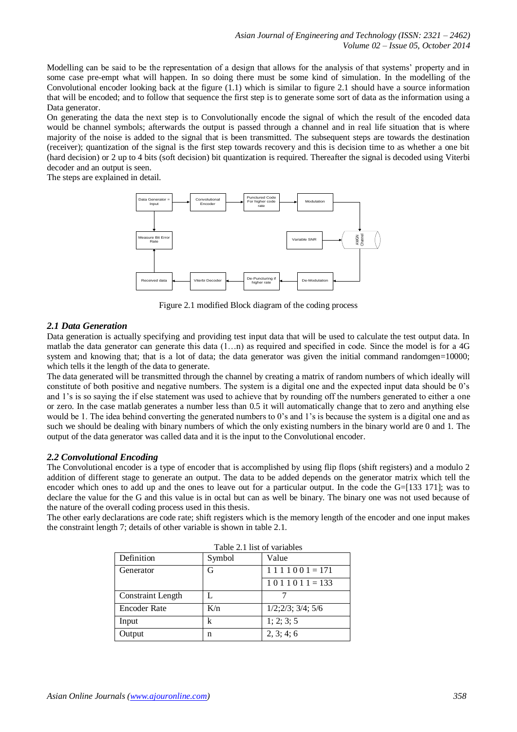Modelling can be said to be the representation of a design that allows for the analysis of that systems' property and in some case pre-empt what will happen. In so doing there must be some kind of simulation. In the modelling of the Convolutional encoder looking back at the figure (1.1) which is similar to figure 2.1 should have a source information that will be encoded; and to follow that sequence the first step is to generate some sort of data as the information using a Data generator.

On generating the data the next step is to Convolutionally encode the signal of which the result of the encoded data would be channel symbols; afterwards the output is passed through a channel and in real life situation that is where majority of the noise is added to the signal that is been transmitted. The subsequent steps are towards the destination (receiver); quantization of the signal is the first step towards recovery and this is decision time to as whether a one bit (hard decision) or 2 up to 4 bits (soft decision) bit quantization is required. Thereafter the signal is decoded using Viterbi decoder and an output is seen.

The steps are explained in detail.

Figure 2.1 modified Block diagram of the coding process

### *2.1 Data Generation*

Data generation is actually specifying and providing test input data that will be used to calculate the test output data. In matlab the data generator can generate this data (1…n) as required and specified in code. Since the model is for a 4G system and knowing that; that is a lot of data; the data generator was given the initial command randomgen=10000; which tells it the length of the data to generate.

The data generated will be transmitted through the channel by creating a matrix of random numbers of which ideally will constitute of both positive and negative numbers. The system is a digital one and the expected input data should be 0's and 1's is so saying the if else statement was used to achieve that by rounding off the numbers generated to either a one or zero. In the case matlab generates a number less than 0.5 it will automatically change that to zero and anything else would be 1. The idea behind converting the generated numbers to 0's and 1's is because the system is a digital one and as such we should be dealing with binary numbers of which the only existing numbers in the binary world are 0 and 1. The output of the data generator was called data and it is the input to the Convolutional encoder.

### *2.2 Convolutional Encoding*

The Convolutional encoder is a type of encoder that is accomplished by using flip flops (shift registers) and a modulo 2 addition of different stage to generate an output. The data to be added depends on the generator matrix which tell the encoder which ones to add up and the ones to leave out for a particular output. In the code the G=[133 171]; was to declare the value for the G and this value is in octal but can as well be binary. The binary one was not used because of the nature of the overall coding process used in this thesis.

The other early declarations are code rate; shift registers which is the memory length of the encoder and one input makes the constraint length 7; details of other variable is shown in table 2.1.

Table 2.1 list of variables

| Definition | Symbol | Value |
|---|---|---|
| Generator | G | 1 1 1 1 0 0 1 = 171 |
| | | 1 0 1 1 0 1 1 = 133 |
| Constraint Length | L | 7 |
| Encoder Rate | K/n | 1/2;2/3; 3/4; 5/6 |
| Input | k | 1; 2; 3; 5 |
| Output | n | 2, 3; 4; 6 |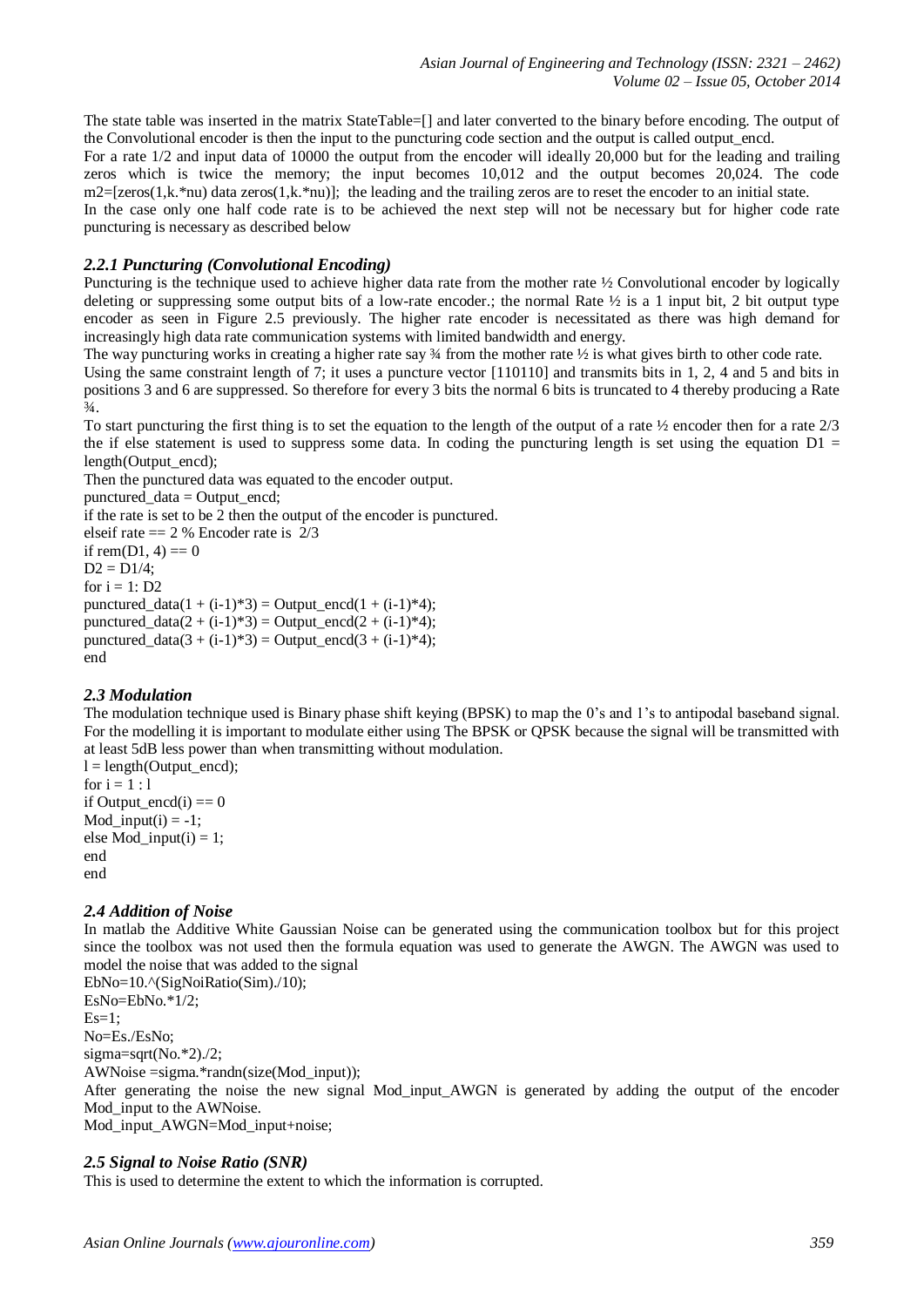The state table was inserted in the matrix StateTable=[] and later converted to the binary before encoding. The output of the Convolutional encoder is then the input to the puncturing code section and the output is called output_encd.

For a rate 1/2 and input data of 10000 the output from the encoder will ideally 20,000 but for the leading and trailing zeros which is twice the memory; the input becomes 10,012 and the output becomes 20,024. The code m2=[zeros(1,k.*nu) data zeros(1,k.*nu)]; the leading and the trailing zeros are to reset the encoder to an initial state.

In the case only one half code rate is to be achieved the next step will not be necessary but for higher code rate puncturing is necessary as described below

### *2.2.1 Puncturing (Convolutional Encoding)*

Puncturing is the technique used to achieve higher data rate from the mother rate ½ Convolutional encoder by logically deleting or suppressing some output bits of a low-rate encoder.; the normal Rate ½ is a 1 input bit, 2 bit output type encoder as seen in Figure 2.5 previously. The higher rate encoder is necessitated as there was high demand for increasingly high data rate communication systems with limited bandwidth and energy.

The way puncturing works in creating a higher rate say ¾ from the mother rate ½ is what gives birth to other code rate.

Using the same constraint length of 7; it uses a puncture vector [110110] and transmits bits in 1, 2, 4 and 5 and bits in positions 3 and 6 are suppressed. So therefore for every 3 bits the normal 6 bits is truncated to 4 thereby producing a Rate ¾.

To start puncturing the first thing is to set the equation to the length of the output of a rate ½ encoder then for a rate 2/3 the if else statement is used to suppress some data. In coding the puncturing length is set using the equation D1 = length(Output_encd);

Then the punctured data was equated to the encoder output.

```
punctured_data = Output_encd;
```

if the rate is set to be 2 then the output of the encoder is punctured.

```
elseif rate == 2 % Encoder rate is  2/3
if rem(D1, 4) == 0
D2 = D1/4;
for i = 1: D2
punctured_data(1 + (i-1)*3) = Output_encd(1 + (i-1)*4);
punctured_data(2 + (i-1)*3) = Output_encd(2 + (i-1)*4);
punctured_data(3 + (i-1)*3) = Output_encd(3 + (i-1)*4);
end
```

## *2.3 Modulation*

The modulation technique used is Binary phase shift keying (BPSK) to map the 0's and 1's to antipodal baseband signal. For the modelling it is important to modulate either using The BPSK or QPSK because the signal will be transmitted with at least 5dB less power than when transmitting without modulation.

```
l = length(Output_encd);
for i = 1 : l
if Output_encd(i) == 0
Mod_input(i) = -1;
else Mod_input(i) = 1;
end
end
```

## *2.4 Addition of Noise*

In matlab the Additive White Gaussian Noise can be generated using the communication toolbox but for this project since the toolbox was not used then the formula equation was used to generate the AWGN. The AWGN was used to model the noise that was added to the signal

```
EbNo=10.^(SigNoiRatio(Sim)./10);
EsNo=EbNo.*1/2;
Es=1;
No=Es./EsNo;
sigma=sqrt(No.*2)./2;
AWNoise =sigma.*randn(size(Mod_input));
```

After generating the noise the new signal Mod_input_AWGN is generated by adding the output of the encoder Mod_input to the AWNoise.

```
Mod_input_AWGN=Mod_input+noise;
```

## *2.5 Signal to Noise Ratio (SNR)*

This is used to determine the extent to which the information is corrupted.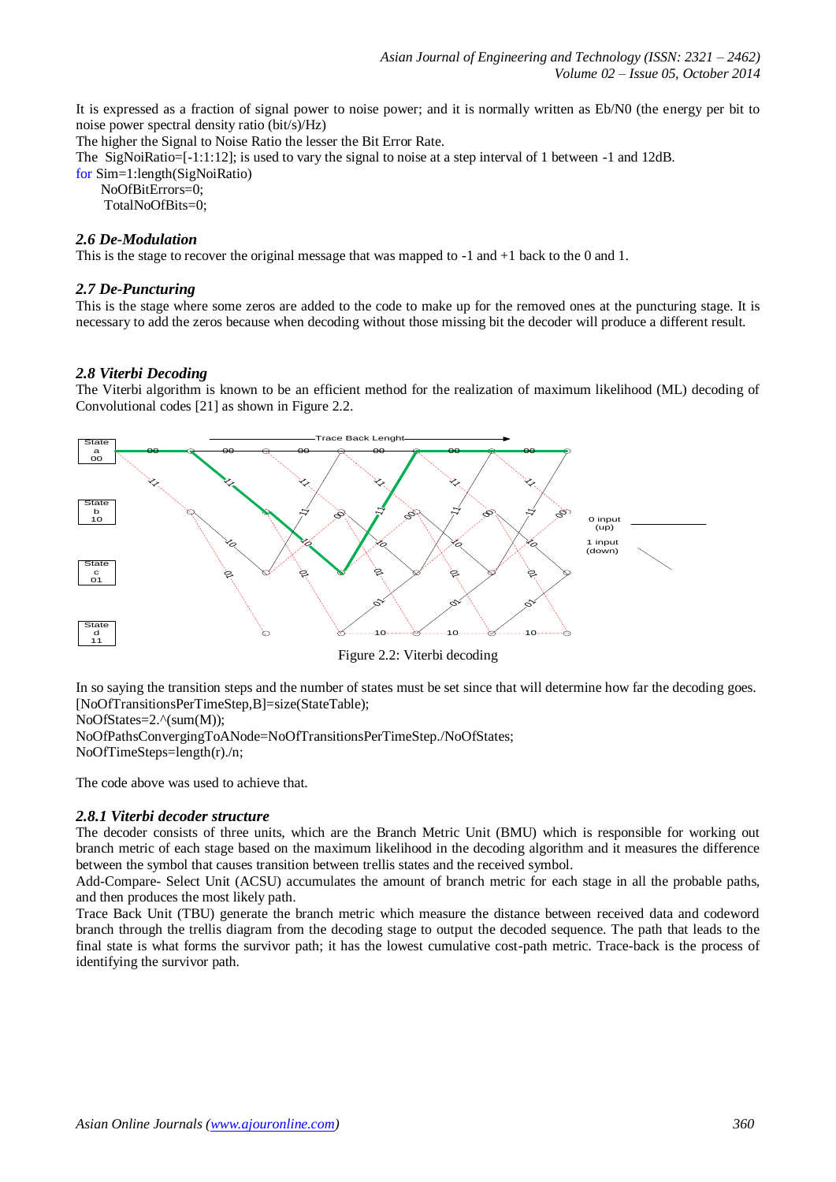It is expressed as a fraction of signal power to noise power; and it is normally written as Eb/N0 (the energy per bit to noise power spectral density ratio (bit/s)/Hz)

The higher the Signal to Noise Ratio the lesser the Bit Error Rate.

The SigNoiRatio=[-1:1:12]; is used to vary the signal to noise at a step interval of 1 between -1 and 12dB.

```
for Sim=1:length(SigNoiRatio)
    NoOfBitErrors=0;
    TotalNoOfBits=0;
```

### *2.6 De-Modulation*

This is the stage to recover the original message that was mapped to -1 and +1 back to the 0 and 1.

### *2.7 De-Puncturing*

This is the stage where some zeros are added to the code to make up for the removed ones at the puncturing stage. It is necessary to add the zeros because when decoding without those missing bit the decoder will produce a different result.

### *2.8 Viterbi Decoding*

The Viterbi algorithm is known to be an efficient method for the realization of maximum likelihood (ML) decoding of Convolutional codes [21] as shown in Figure 2.2.

Figure 2.2: Viterbi decoding

In so saying the transition steps and the number of states must be set since that will determine how far the decoding goes.

```
[NoOfTransitionsPerTimeStep,B]=size(StateTable);
NoOfStates=2.^(sum(M));
NoOfPathsConvergingToANode=NoOfTransitionsPerTimeStep./NoOfStates;
NoOfTimeSteps=length(r)./n;
```

The code above was used to achieve that.

#### *2.8.1 Viterbi decoder structure*

The decoder consists of three units, which are the Branch Metric Unit (BMU) which is responsible for working out branch metric of each stage based on the maximum likelihood in the decoding algorithm and it measures the difference between the symbol that causes transition between trellis states and the received symbol.

Add-Compare- Select Unit (ACSU) accumulates the amount of branch metric for each stage in all the probable paths, and then produces the most likely path.

Trace Back Unit (TBU) generate the branch metric which measure the distance between received data and codeword branch through the trellis diagram from the decoding stage to output the decoded sequence. The path that leads to the final state is what forms the survivor path; it has the lowest cumulative cost-path metric. Trace-back is the process of identifying the survivor path.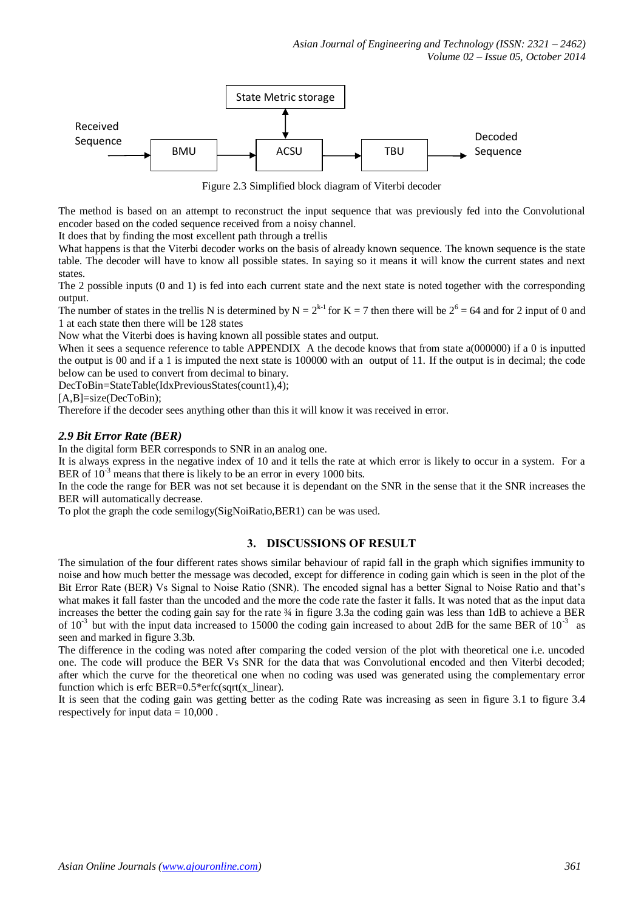Received Sequence → BMU → ACSU → TBU → Decoded Sequence

State Metric storage

Figure 2.3 Simplified block diagram of Viterbi decoder

The method is based on an attempt to reconstruct the input sequence that was previously fed into the Convolutional encoder based on the coded sequence received from a noisy channel.

It does that by finding the most excellent path through a trellis

What happens is that the Viterbi decoder works on the basis of already known sequence. The known sequence is the state table. The decoder will have to know all possible states. In saying so it means it will know the current states and next states.

The 2 possible inputs (0 and 1) is fed into each current state and the next state is noted together with the corresponding output.

The number of states in the trellis N is determined by $N = 2^{k-1}$ for K = 7 then there will be $2^6 = 64$ and for 2 input of 0 and 1 at each state then there will be 128 states

Now what the Viterbi does is having known all possible states and output.

When it sees a sequence reference to table APPENDIX A the decode knows that from state a(000000) if a 0 is inputted the output is 00 and if a 1 is imputed the next state is 100000 with an output of 11. If the output is in decimal; the code below can be used to convert from decimal to binary.

```
DecToBin=StateTable(IdxPreviousStates(count1),4);
[A,B]=size(DecToBin);
```

Therefore if the decoder sees anything other than this it will know it was received in error.

### *2.9 Bit Error Rate (BER)*

In the digital form BER corresponds to SNR in an analog one.

It is always express in the negative index of 10 and it tells the rate at which error is likely to occur in a system. For a BER of $10^{-3}$ means that there is likely to be an error in every 1000 bits.

In the code the range for BER was not set because it is dependant on the SNR in the sense that it the SNR increases the BER will automatically decrease.

To plot the graph the code semilogy(SigNoiRatio,BER1) can be was used.

## 3. DISCUSSIONS OF RESULT

The simulation of the four different rates shows similar behaviour of rapid fall in the graph which signifies immunity to noise and how much better the message was decoded, except for difference in coding gain which is seen in the plot of the Bit Error Rate (BER) Vs Signal to Noise Ratio (SNR). The encoded signal has a better Signal to Noise Ratio and that's what makes it fall faster than the uncoded and the more the code rate the faster it falls. It was noted that as the input data increases the better the coding gain say for the rate ¾ in figure 3.3a the coding gain was less than 1dB to achieve a BER of $10^{-3}$ but with the input data increased to 15000 the coding gain increased to about 2dB for the same BER of $10^{-3}$ as seen and marked in figure 3.3b.

The difference in the coding was noted after comparing the coded version of the plot with theoretical one i.e. uncoded one. The code will produce the BER Vs SNR for the data that was Convolutional encoded and then Viterbi decoded; after which the curve for the theoretical one when no coding was used was generated using the complementary error function which is erfc BER=0.5*erfc(sqrt(x_linear).

It is seen that the coding gain was getting better as the coding Rate was increasing as seen in figure 3.1 to figure 3.4 respectively for input data = 10,000 .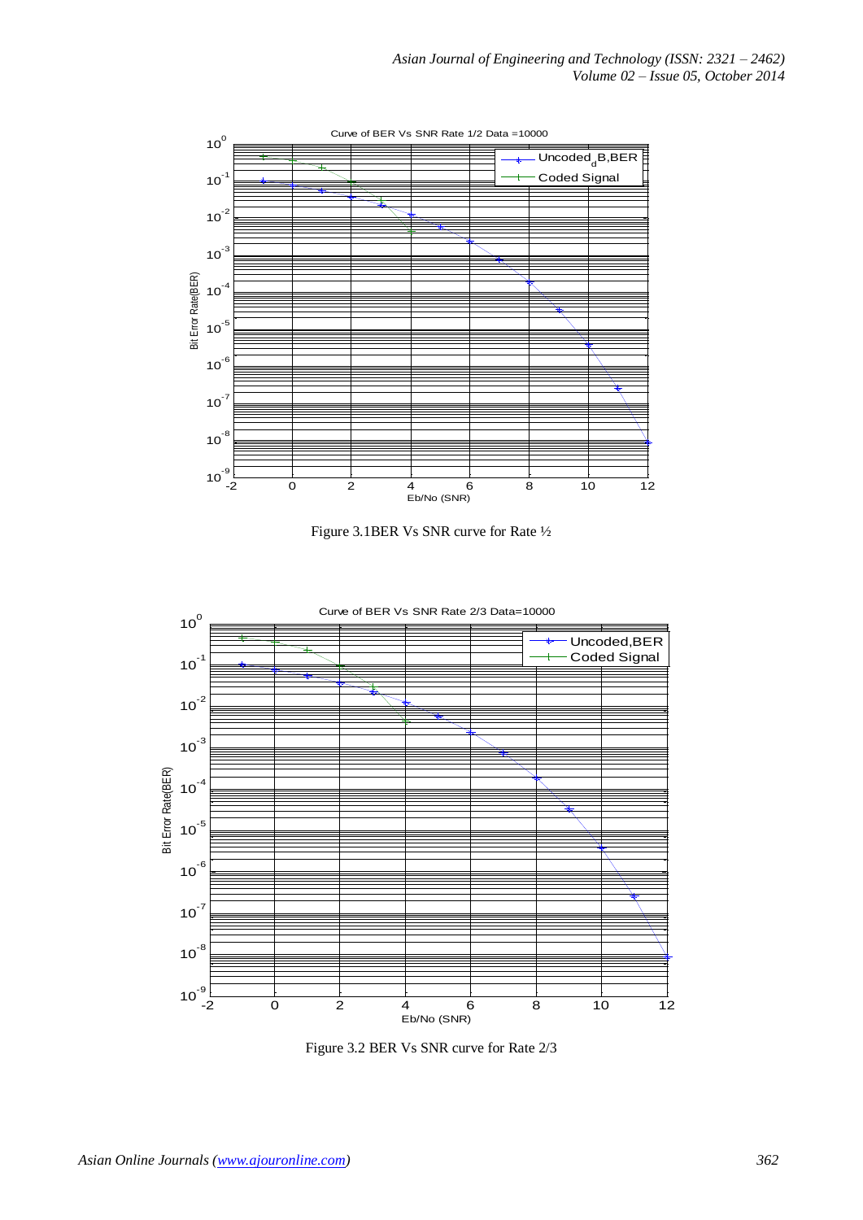Figure 3.1BER Vs SNR curve for Rate ½

Figure 3.2 BER Vs SNR curve for Rate 2/3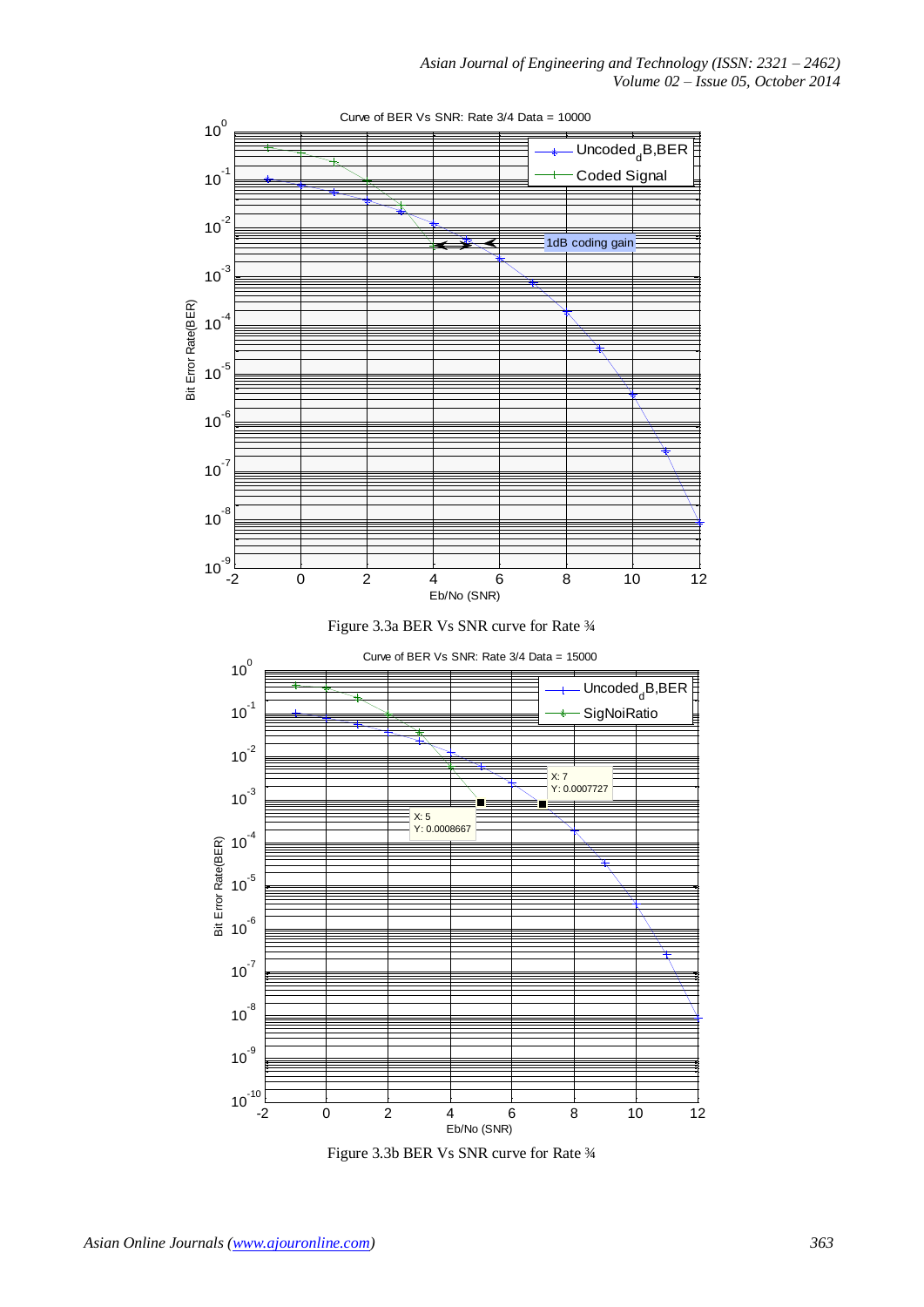Figure 3.3a BER Vs SNR curve for Rate ¾

Figure 3.3b BER Vs SNR curve for Rate ¾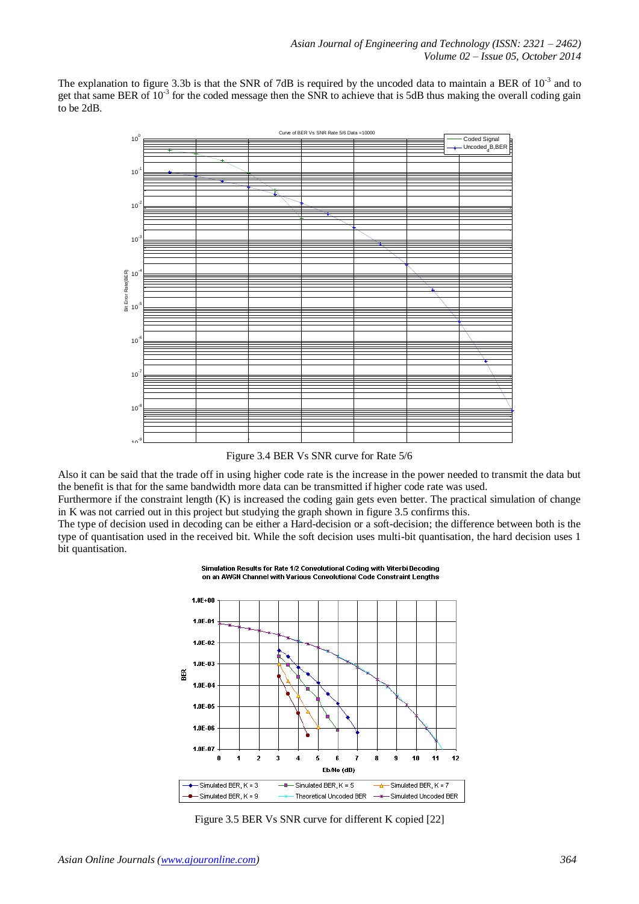The explanation to figure 3.3b is that the SNR of 7dB is required by the uncoded data to maintain a BER of $10^{-3}$ and to get that same BER of $10^{-3}$ for the coded message then the SNR to achieve that is 5dB thus making the overall coding gain to be 2dB.

Figure 3.4 BER Vs SNR curve for Rate 5/6

Also it can be said that the trade off in using higher code rate is the increase in the power needed to transmit the data but the benefit is that for the same bandwidth more data can be transmitted if higher code rate was used.

Furthermore if the constraint length (K) is increased the coding gain gets even better. The practical simulation of change in K was not carried out in this project but studying the graph shown in figure 3.5 confirms this.

The type of decision used in decoding can be either a Hard-decision or a soft-decision; the difference between both is the type of quantisation used in the received bit. While the soft decision uses multi-bit quantisation, the hard decision uses 1 bit quantisation.

Figure 3.5 BER Vs SNR curve for different K copied [22]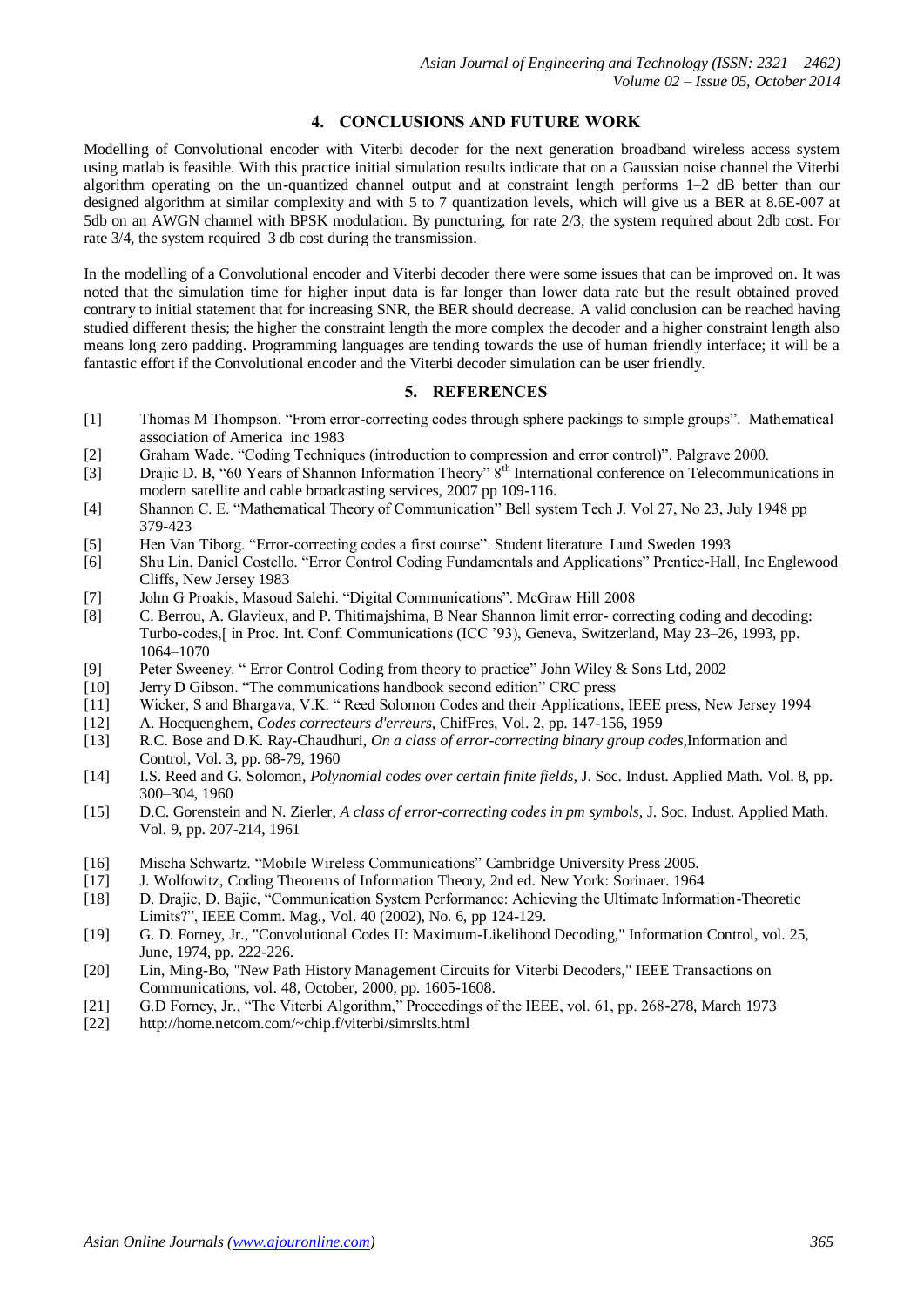## 4. CONCLUSIONS AND FUTURE WORK

Modelling of Convolutional encoder with Viterbi decoder for the next generation broadband wireless access system using matlab is feasible. With this practice initial simulation results indicate that on a Gaussian noise channel the Viterbi algorithm operating on the un-quantized channel output and at constraint length performs 1–2 dB better than our designed algorithm at similar complexity and with 5 to 7 quantization levels, which will give us a BER at 8.6E-007 at 5db on an AWGN channel with BPSK modulation. By puncturing, for rate 2/3, the system required about 2db cost. For rate 3/4, the system required 3 db cost during the transmission.

In the modelling of a Convolutional encoder and Viterbi decoder there were some issues that can be improved on. It was noted that the simulation time for higher input data is far longer than lower data rate but the result obtained proved contrary to initial statement that for increasing SNR, the BER should decrease. A valid conclusion can be reached having studied different thesis; the higher the constraint length the more complex the decoder and a higher constraint length also means long zero padding. Programming languages are tending towards the use of human friendly interface; it will be a fantastic effort if the Convolutional encoder and the Viterbi decoder simulation can be user friendly.

## 5. REFERENCES

[1] Thomas M Thompson. "From error-correcting codes through sphere packings to simple groups". Mathematical association of America inc 1983

[2] Graham Wade. "Coding Techniques (introduction to compression and error control)". Palgrave 2000.

[3] Drajic D. B, "60 Years of Shannon Information Theory" 8th International conference on Telecommunications in modern satellite and cable broadcasting services, 2007 pp 109-116.

[4] Shannon C. E. "Mathematical Theory of Communication" Bell system Tech J. Vol 27, No 23, July 1948 pp 379-423

[5] Hen Van Tiborg. "Error-correcting codes a first course". Student literature Lund Sweden 1993

[6] Shu Lin, Daniel Costello. "Error Control Coding Fundamentals and Applications" Prentice-Hall, Inc Englewood Cliffs, New Jersey 1983

[7] John G Proakis, Masoud Salehi. "Digital Communications". McGraw Hill 2008

[8] C. Berrou, A. Glavieux, and P. Thitimajshima, B Near Shannon limit error- correcting coding and decoding: Turbo-codes,[ in Proc. Int. Conf. Communications (ICC '93), Geneva, Switzerland, May 23–26, 1993, pp. 1064–1070

[9] Peter Sweeney. " Error Control Coding from theory to practice" John Wiley & Sons Ltd, 2002

[10] Jerry D Gibson. "The communications handbook second edition" CRC press

[11] Wicker, S and Bhargava, V.K. " Reed Solomon Codes and their Applications, IEEE press, New Jersey 1994

[12] A. Hocquenghem, *Codes correcteurs d'erreurs*, ChifFres, Vol. 2, pp. 147-156, 1959

[13] R.C. Bose and D.K. Ray-Chaudhuri, *On a class of error-correcting binary group codes*,Information and Control, Vol. 3, pp. 68-79, 1960

[14] I.S. Reed and G. Solomon, *Polynomial codes over certain finite fields*, J. Soc. Indust. Applied Math. Vol. 8, pp. 300–304, 1960

[15] D.C. Gorenstein and N. Zierler, *A class of error-correcting codes in pm symbols*, J. Soc. Indust. Applied Math. Vol. 9, pp. 207-214, 1961

[16] Mischa Schwartz. "Mobile Wireless Communications" Cambridge University Press 2005.

[17] J. Wolfowitz, Coding Theorems of Information Theory, 2nd ed. New York: Sorinaer. 1964

[18] D. Drajic, D. Bajic, "Communication System Performance: Achieving the Ultimate Information-Theoretic Limits?", IEEE Comm. Mag., Vol. 40 (2002), No. 6, pp 124-129.

[19] G. D. Forney, Jr., "Convolutional Codes II: Maximum-Likelihood Decoding," Information Control, vol. 25, June, 1974, pp. 222-226.

[20] Lin, Ming-Bo, "New Path History Management Circuits for Viterbi Decoders," IEEE Transactions on Communications, vol. 48, October, 2000, pp. 1605-1608.

[21] G.D Forney, Jr., "The Viterbi Algorithm," Proceedings of the IEEE, vol. 61, pp. 268-278, March 1973

[22] http://home.netcom.com/~chip.f/viterbi/simrslts.html